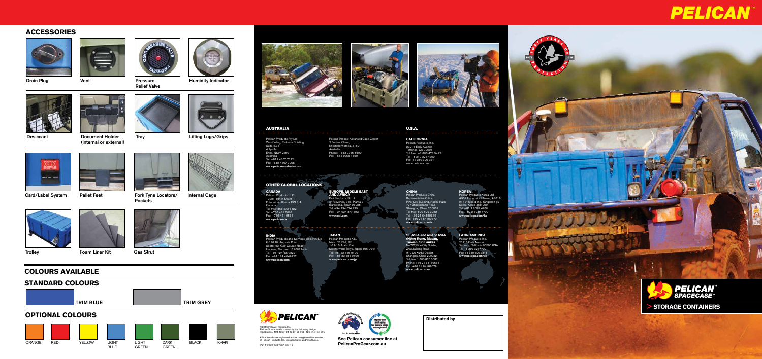# PELICAN™

## ACCESSORIES

- Drain Plug
- Vent
- Pressure Relief Valve
- Humidity Indicator
- Desiccant
- Document Holder (internal or external)
- Tray
- Lifting Lugs/Grips
- Card/Label System
- Pallet Feet
- Fork Tyne Locators/ Pockets
- Internal Cage
- Trolley
- Foam Liner Kit
- Gas Strut

## COLOURS AVAILABLE

### STANDARD COLOURS

TRIM BLUE

TRIM GREY

### OPTIONAL COLOURS

ORANGE, RED, YELLOW, LIGHT BLUE, LIGHT GREEN, DARK GREEN, BLACK, KHAKI

## AUSTRALIA

Pelican Products Pty Ltd
West Wing, Platinum Building
Suite 2.33
4 Ilya Av
Erina, NSW 2250
Australia
Tel: +612 4367 7022
Fax: +612 4367 7066
**www.pelicanaustralia.com**

Pelican-Trimcast Advanced Case Center
2 Forbes Close,
Knoxfield Victoria, 3180
Australia
Phone: +613 9765 1500
Fax: +613 9765 1550

## U.S.A.

**CALIFORNIA**
Pelican Products, Inc.
23215 Early Avenue
Torrance, CA 90505
Toll free: +1 800 473 5422
Tel: +1 310 326 4700
Fax: +1 310 326 3311
www.pelican.com

## OTHER GLOBAL LOCATIONS

**CANADA**
Pelican Products ULC
10221-184th Street
Edmonton, Alberta T5S 2J4
Canada
Toll free: 866 273 5422
Tel: +780 481 6076
Fax: +780 481 9586
**www.pelican.ca**

**EUROPE, MIDDLE EAST AND AFRICA**
Peli Products, S.L.U.
c/ Provença, 388, Planta 7
Barcelona, Spain 08025
Tel: +34 934 674 999
Fax: +34 934 877 393
**www.peli.com**

**CHINA**
Pelican Products China
Representative Office
Pine City Building, Room 1026
777 Zhaojiabang Road
Shanghai, China 200032
Toll free: 800 820 3082
Tel: +86 21 64189685
Fax: +86 21 64189679
**www.pelican.com/cn**

**KOREA**
Pelican Products Korea Ltd
#909 Hyundai 41 Tower, #0016
917-9, Mok-dong, Yangchon-gu
Seoul, Korea 158-050
Tel: +82 2 6092 4700
Fax: +82 2 6739 4700
**www.pelican.com/ko**

**INDIA**
Pelican Products and Services India Pvt Ltd
GF 9410, Augusta Point
Sector-53, Golf Course Road
Haryana, Gurgaon 122002 India
Tel: +91 124 4377327
Fax: +91 124 4049227
**www.pelican.com**

**JAPAN**
Pelican Products K.K.
Nissei 22 Bldg 9F
1-11-10 Azabu Dai
Minato ward Tokyo, Japan 106-0041
Tel: +81 33 585 9100
Fax: +81 33 585 9129
**www.pelican.com/jp**

**SE ASIA and rest of ASIA (Hong Kong, Macau, Taiwan, Sri Lanka)**
No.777 Pine City Building
Zhaojiabang Road
#10-26 Xuhui District
Shanghai, China 200032
Toll free: 1 800 820 3082
Phone: +86 21 64189685
Fax: +86 21 64189679
**www.pelican.com**

**LATIN AMERICA**
Pelican Products, Inc.
23215 Early Avenue
Torrance, California 90505 USA
Tel: +1 310 326 4700
Fax: +1 310 326 3311
**www.pelican.com/es**

©2016 Pelican Products, Inc.
Pelican Spacecase is covered by the following design registrations: 104 129; 104 134; 105 096; 106 746;107 596

All trademarks are registered and/or unregistered trademarks of Pelican Products, Inc, its subsidiaries and/or affiliates.

Part # 0030-008-700A MR_16

Designed and Manufactured in Australia

**See Pelican consumer line at PelicanProGear.com.au**

**Distributed by**

FORTY YEARS OF PROTECTION 1976 2016

PELICAN™ SPACECASE™

**> STORAGE CONTAINERS**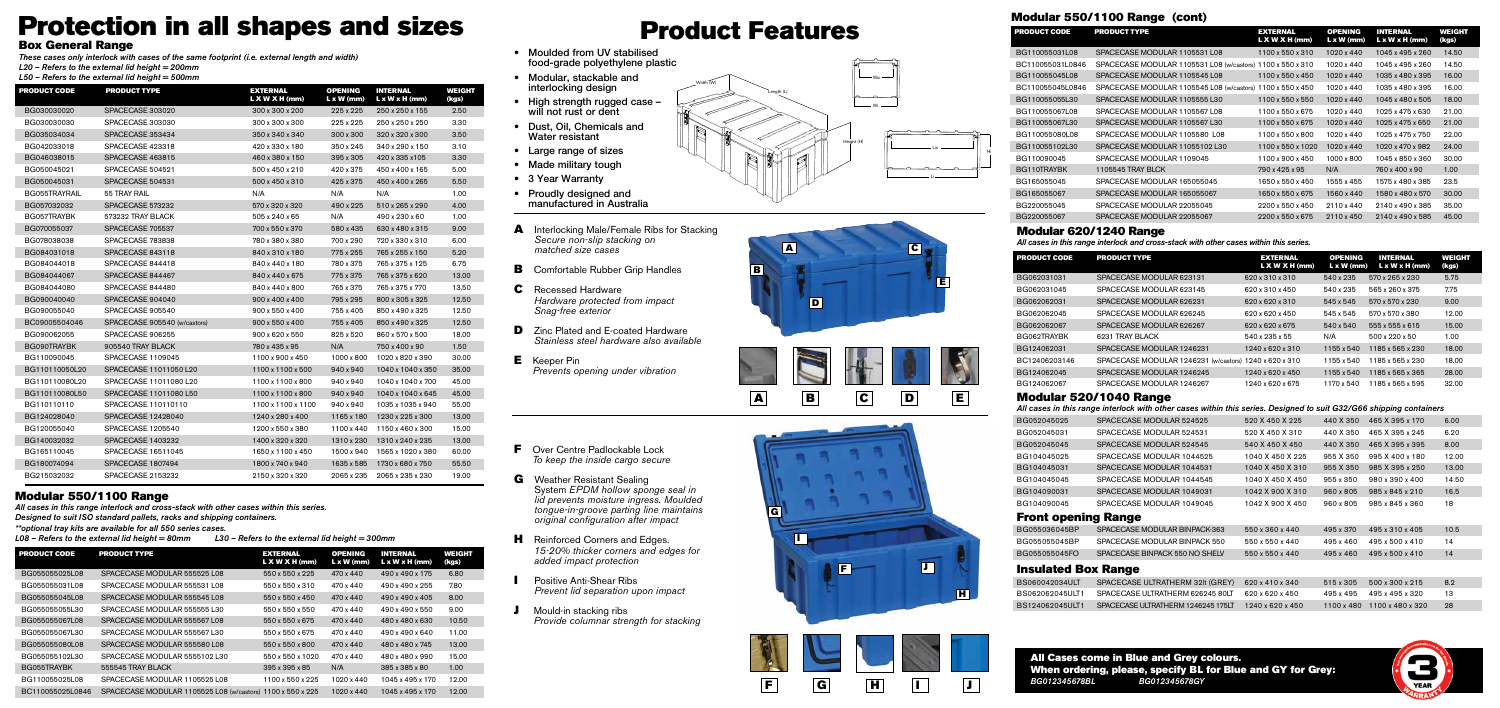# Protection in all shapes and sizes

## Box General Range

*These cases only interlock with cases of the same footprint (i.e. external length and width)*
*L20 – Refers to the external lid height = 200mm*
*L50 – Refers to the external lid height = 500mm*

| PRODUCT CODE | PRODUCT TYPE | EXTERNAL L X W X H (mm) | OPENING L x W (mm) | INTERNAL L x W x H (mm) | WEIGHT (kgs) |
|---|---|---|---|---|---|
| BG030030020 | SPACECASE 303020 | 300 x 300 x 200 | 225 x 225 | 250 x 250 x 155 | 2.50 |
| BG030030030 | SPACECASE 303030 | 300 x 300 x 300 | 225 x 225 | 250 x 250 x 250 | 3.30 |
| BG035034034 | SPACECASE 353434 | 350 x 340 x 340 | 300 x 300 | 320 x 320 x 300 | 3.50 |
| BG042033018 | SPACECASE 423318 | 420 x 330 x 180 | 350 x 245 | 340 x 290 x 150 | 3.10 |
| BG046038015 | SPACECASE 463815 | 460 x 380 x 150 | 395 x 305 | 420 x 335 x105 | 3.30 |
| BG050045021 | SPACECASE 504521 | 500 x 450 x 210 | 420 x 375 | 450 x 400 x 165 | 5.00 |
| BG050045031 | SPACECASE 504531 | 500 x 450 x 310 | 425 x 375 | 450 x 400 x 265 | 5.50 |
| BG055TRAYRAIL | 55 TRAY RAIL | N/A | N/A | N/A | 1.00 |
| BG057032032 | SPACECASE 573232 | 570 x 320 x 320 | 490 x 225 | 510 x 265 x 290 | 4.00 |
| BG057TRAYBK | 573232 TRAY BLACK | 505 x 240 x 65 | N/A | 490 x 230 x 60 | 1.00 |
| BG070055037 | SPACECASE 705537 | 700 x 550 x 370 | 580 x 435 | 630 x 480 x 315 | 9.00 |
| BG078038038 | SPACECASE 783838 | 780 x 380 x 380 | 700 x 290 | 720 x 330 x 310 | 6.00 |
| BG084031018 | SPACECASE 843118 | 840 x 310 x 180 | 775 x 255 | 765 x 255 x 150 | 5.20 |
| BG084044018 | SPACECASE 844418 | 840 x 440 x 180 | 780 x 375 | 765 x 375 x 125 | 6.75 |
| BG084044067 | SPACECASE 844467 | 840 x 440 x 675 | 775 x 375 | 765 x 375 x 620 | 13.00 |
| BG084044080 | SPACECASE 844480 | 840 x 440 x 800 | 765 x 375 | 765 x 375 x 770 | 13.50 |
| BG090040040 | SPACECASE 904040 | 900 x 400 x 400 | 795 x 295 | 800 x 305 x 325 | 12.50 |
| BG090055040 | SPACECASE 905540 | 900 x 550 x 400 | 755 x 405 | 850 x 490 x 325 | 12.50 |
| BC09005504046 | SPACECASE 905540 (w/castors) | 900 x 550 x 400 | 755 x 405 | 850 x 490 x 325 | 12.50 |
| BG090062055 | SPACECASE 906255 | 900 x 620 x 550 | 825 x 520 | 860 x 570 x 500 | 18.00 |
| BG090TRAYBK | 905540 TRAY BLACK | 780 x 435 x 95 | N/A | 750 x 400 x 90 | 1.50 |
| BG110090045 | SPACECASE 1109045 | 1100 x 900 x 450 | 1000 x 800 | 1020 x 820 x 390 | 30.00 |
| BG110110050L20 | SPACECASE 11011050 L20 | 1100 x 1100 x 500 | 940 x 940 | 1040 x 1040 x 350 | 35.00 |
| BG110110080L20 | SPACECASE 11011080 L20 | 1100 x 1100 x 800 | 940 x 940 | 1040 x 1040 x 700 | 45.00 |
| BG110110080L50 | SPACECASE 11011080 L50 | 1100 x 1100 x 800 | 940 x 940 | 1040 x 1040 x 645 | 45.00 |
| BG110110110 | SPACECASE 110110110 | 1100 x 1100 x 1100 | 940 x 940 | 1035 x 1035 x 940 | 55.00 |
| BG124028040 | SPACECASE 12428040 | 1240 x 280 x 400 | 1165 x 180 | 1230 x 225 x 300 | 13.00 |
| BG120055040 | SPACECASE 1205540 | 1200 x 550 x 380 | 1100 x 440 | 1150 x 460 x 300 | 15.00 |
| BG140032032 | SPACECASE 1403232 | 1400 x 320 x 320 | 1310 x 230 | 1310 x 240 x 235 | 13.00 |
| BG165110045 | SPACECASE 16511045 | 1650 x 1100 x 450 | 1500 x 940 | 1565 x 1020 x 380 | 60.00 |
| BG180074094 | SPACECASE 1807494 | 1800 x 740 x 940 | 1635 x 585 | 1730 x 680 x 750 | 55.50 |
| BG215032032 | SPACECASE 2153232 | 2150 x 320 x 320 | 2065 x 235 | 2065 x 235 x 230 | 19.00 |

## Modular 550/1100 Range

*All cases in this range interlock and cross-stack with other cases within this series.*
*Designed to suit ISO standard pallets, racks and shipping containers.*
*\*\*optional tray kits are available for all 550 series cases.*
*L08 – Refers to the external lid height = 80mm L30 – Refers to the external lid height = 300mm*

| PRODUCT CODE | PRODUCT TYPE | EXTERNAL L X W X H (mm) | OPENING L x W (mm) | INTERNAL L x W x H (mm) | WEIGHT (kgs) |
|---|---|---|---|---|---|
| BG055055025L08 | SPACECASE MODULAR 555525 L08 | 550 x 550 x 225 | 470 x 440 | 490 x 450 x 175 | 6.80 |
| BG055055031L08 | SPACECASE MODULAR 555531 L08 | 550 x 550 x 310 | 470 x 440 | 490 x 490 x 255 | 7.80 |
| BG055055045L08 | SPACECASE MODULAR 555545 L08 | 550 x 550 x 450 | 470 x 440 | 490 x 490 x 405 | 8.00 |
| BG055055055L30 | SPACECASE MODULAR 555555 L30 | 550 x 550 x 550 | 470 x 440 | 490 x 490 x 550 | 9.00 |
| BG055055067L08 | SPACECASE MODULAR 555567 L08 | 550 x 550 x 675 | 470 x 440 | 480 x 480 x 630 | 10.50 |
| BG055055067L30 | SPACECASE MODULAR 555567 L30 | 550 x 550 x 675 | 470 x 440 | 490 x 490 x 640 | 11.00 |
| BG055055080L08 | SPACECASE MODULAR 555580 L08 | 550 x 550 x 800 | 470 x 440 | 480 x 480 x 745 | 13.00 |
| BG055055102L30 | SPACECASE MODULAR 5555102 L30 | 550 x 550 x 1020 | 470 x 440 | 480 x 480 x 990 | 15.00 |
| BG055TRAYBK | 555545 TRAY BLACK | 395 x 395 x 85 | N/A | 385 x 385 x 80 | 1.00 |
| BG110055025L08 | SPACECASE MODULAR 1105525 L08 | 1100 x 550 x 225 | 1020 x 440 | 1045 x 495 x 170 | 12.00 |
| BC110055025L0846 | SPACECASE MODULAR 1105525 L08 (w/castors) | 1100 x 550 x 225 | 1020 x 440 | 1045 x 495 x 170 | 12.00 |

# Product Features

- Moulded from UV stabilised food-grade polyethylene plastic
- Modular, stackable and interlocking design
- High strength rugged case – will not rust or dent
- Dust, Oil, Chemicals and Water resistant
- Large range of sizes
- Made military tough
- 3 Year Warranty
- Proudly designed and manufactured in Australia

Width (W) Length (L) Wo Height (H) Lo Lo Ho Hi Li Wi

**A** Interlocking Male/Female Ribs for Stacking
*Secure non-slip stacking on matched size cases*

**B** Comfortable Rubber Grip Handles

**C** Recessed Hardware
*Hardware protected from impact Snag-free exterior*

**D** Zinc Plated and E-coated Hardware
*Stainless steel hardware also available*

**E** Keeper Pin
*Prevents opening under vibration*

**F** Over Centre Padlockable Lock
*To keep the inside cargo secure*

**G** Weather Resistant Sealing
*System EPDM hollow sponge seal in lid prevents moisture ingress. Moulded tongue-in-groove parting line maintains original configuration after impact*

**H** Reinforced Corners and Edges.
*15-20% thicker corners and edges for added impact protection*

**I** Positive Anti-Shear Ribs
*Prevent lid separation upon impact*

**J** Mould-in stacking ribs
*Provide columnar strength for stacking*

## Modular 550/1100 Range (cont)

| PRODUCT CODE | PRODUCT TYPE | EXTERNAL L X W X H (mm) | OPENING L x W (mm) | INTERNAL L x W x H (mm) | WEIGHT (kgs) |
|---|---|---|---|---|---|
| BG110055031L08 | SPACECASE MODULAR 1105531 L08 | 1100 x 550 x 310 | 1020 x 440 | 1045 x 495 x 260 | 14.50 |
| BC110055031L0846 | SPACECASE MODULAR 1105531 L08 (w/castors) | 1100 x 550 x 310 | 1020 x 440 | 1045 x 495 x 260 | 14.50 |
| BG110055045L08 | SPACECASE MODULAR 1105545 L08 | 1100 x 550 x 450 | 1020 x 440 | 1035 x 480 x 395 | 16.00 |
| BC110055045L0846 | SPACECASE MODULAR 1105545 L08 (w/castors) | 1100 x 550 x 450 | 1020 x 440 | 1035 x 480 x 395 | 16.00 |
| BG110055055L30 | SPACECASE MODULAR 1105555 L30 | 1100 x 550 x 550 | 1020 x 440 | 1045 x 480 x 505 | 18.00 |
| BG110055067L08 | SPACECASE MODULAR 1105567 L08 | 1100 x 550 x 675 | 1020 x 440 | 1025 x 475 x 630 | 21.00 |
| BG110055067L30 | SPACECASE MODULAR 1105567 L30 | 1100 x 550 x 675 | 1020 x 440 | 1025 x 475 x 650 | 21.00 |
| BG110055080L08 | SPACECASE MODULAR 1105580 L08 | 1100 x 550 x 800 | 1020 x 440 | 1025 x 475 x 750 | 22.00 |
| BG110055102L30 | SPACECASE MODULAR 11055102 L30 | 1100 x 550 x 1020 | 1020 x 440 | 1020 x 470 x 982 | 24.00 |
| BG110090045 | SPACECASE MODULAR 1109045 | 1100 x 900 x 450 | 1000 x 800 | 1045 x 850 x 360 | 30.00 |
| BG110TRAYBK | 1105545 TRAY BLCK | 790 x 425 x 95 | N/A | 760 x 400 x 90 | 1.00 |
| BG165055045 | SPACECASE MODULAR 165055045 | 1650 x 550 x 450 | 1555 x 455 | 1575 x 480 x 385 | 23.5 |
| BG165055067 | SPACECASE MODULAR 165055067 | 1650 x 550 x 675 | 1560 x 440 | 1580 x 480 x 570 | 30.00 |
| BG220055045 | SPACECASE MODULAR 22055045 | 2200 x 550 x 450 | 2110 x 440 | 2140 x 490 x 385 | 35.00 |
| BG220055067 | SPACECASE MODULAR 22055067 | 2200 x 550 x 675 | 2110 x 450 | 2140 x 490 x 585 | 45.00 |

## Modular 620/1240 Range

*All cases in this range interlock and cross-stack with other cases within this series.*

| PRODUCT CODE | PRODUCT TYPE | EXTERNAL L X W X H (mm) | OPENING L x W (mm) | INTERNAL L x W x H (mm) | WEIGHT (kgs) |
|---|---|---|---|---|---|
| BG062031031 | SPACECASE MODULAR 623131 | 620 x 310 x 310 | 540 x 235 | 570 x 265 x 230 | 5.75 |
| BG062031045 | SPACECASE MODULAR 623145 | 620 x 310 x 450 | 540 x 235 | 565 x 260 x 375 | 7.75 |
| BG062062031 | SPACECASE MODULAR 626231 | 620 x 620 x 310 | 545 x 545 | 570 x 570 x 230 | 9.00 |
| BG062062045 | SPACECASE MODULAR 626245 | 620 x 620 x 450 | 545 x 545 | 570 x 570 x 380 | 12.00 |
| BG062062067 | SPACECASE MODULAR 626267 | 620 x 620 x 675 | 540 x 540 | 555 x 555 x 615 | 15.00 |
| BG062TRAYBK | 6231 TRAY BLACK | 540 x 235 x 55 | N/A | 500 x 220 x 50 | 1.00 |
| BG124062031 | SPACECASE MODULAR 1246231 | 1240 x 620 x 310 | 1155 x 540 | 1185 x 565 x 230 | 18.00 |
| BC12406203146 | SPACECASE MODULAR 1246231 (w/castors) | 1240 x 620 x 310 | 1155 x 540 | 1185 x 565 x 230 | 18.00 |
| BG124062045 | SPACECASE MODULAR 1246245 | 1240 x 620 x 450 | 1155 x 540 | 1185 x 565 x 365 | 28.00 |
| BG124062067 | SPACECASE MODULAR 1246267 | 1240 x 620 x 675 | 1170 x 540 | 1185 x 565 x 595 | 32.00 |

## Modular 520/1040 Range

*All cases in this range interlock with other cases within this series. Designed to suit G32/G66 shipping containers*

| PRODUCT CODE | PRODUCT TYPE | EXTERNAL L X W X H (mm) | OPENING L x W (mm) | INTERNAL L x W x H (mm) | WEIGHT (kgs) |
|---|---|---|---|---|---|
| BG052045025 | SPACECASE MODULAR 524525 | 520 X 450 X 225 | 440 X 350 | 465 X 395 x 170 | 6.00 |
| BG052045031 | SPACECASE MODULAR 524531 | 520 X 450 X 310 | 440 X 350 | 465 X 395 x 245 | 6.20 |
| BG052045045 | SPACECASE MODULAR 524545 | 540 X 450 X 450 | 440 X 350 | 465 X 395 x 395 | 8.00 |
| BG104045025 | SPACECASE MODULAR 1044525 | 1040 X 450 X 225 | 955 X 350 | 995 X 400 x 180 | 12.00 |
| BG104045031 | SPACECASE MODULAR 1044531 | 1040 X 450 X 310 | 955 X 350 | 985 X 395 x 250 | 13.00 |
| BG104045045 | SPACECASE MODULAR 1044545 | 1040 X 450 X 450 | 955 x 350 | 980 x 390 x 400 | 14.50 |
| BG104090031 | SPACECASE MODULAR 1049031 | 1042 X 900 X 310 | 960 x 805 | 985 x 845 x 210 | 16.5 |
| BG104090045 | SPACECASE MODULAR 1049045 | 1042 X 900 X 450 | 960 x 805 | 985 x 845 x 360 | 18 |

## Front opening Range

| PRODUCT CODE | PRODUCT TYPE | EXTERNAL L X W X H (mm) | OPENING L x W (mm) | INTERNAL L x W x H (mm) | WEIGHT (kgs) |
|---|---|---|---|---|---|
| BG055036045BP | SPACECASE MODULAR BINPACK 363 | 550 x 360 x 440 | 495 x 370 | 495 x 310 x 405 | 10.5 |
| BG055055045BP | SPACECASE MODULAR BINPACK 550 | 550 x 550 x 440 | 495 x 460 | 495 x 500 x 410 | 14 |
| BG055055045FO | SPACECASE BINPACK 550 NO SHELV | 550 x 550 x 440 | 495 x 460 | 495 x 500 x 410 | 14 |

## Insulated Box Range

| PRODUCT CODE | PRODUCT TYPE | EXTERNAL L X W X H (mm) | OPENING L x W (mm) | INTERNAL L x W x H (mm) | WEIGHT (kgs) |
|---|---|---|---|---|---|
| BS060042034ULT | SPACECASE ULTRATHERM 32lt (GREY) | 620 x 410 x 340 | 515 x 305 | 500 x 300 x 215 | 8.2 |
| BS062062045ULT1 | SPACECASE ULTRATHERM 626245 80LT | 620 x 620 x 450 | 495 x 495 | 495 x 495 x 320 | 13 |
| BS124062045ULT1 | SPACECASE ULTRATHERM 1246245 175LT | 1240 x 620 x 450 | 1100 x 480 | 1100 x 480 x 320 | 28 |

**All Cases come in Blue and Grey colours.**
**When ordering, please, specify BL for Blue and GY for Grey:**
***BG012345678BL BG012345678GY***

3 YEAR WARRANTY